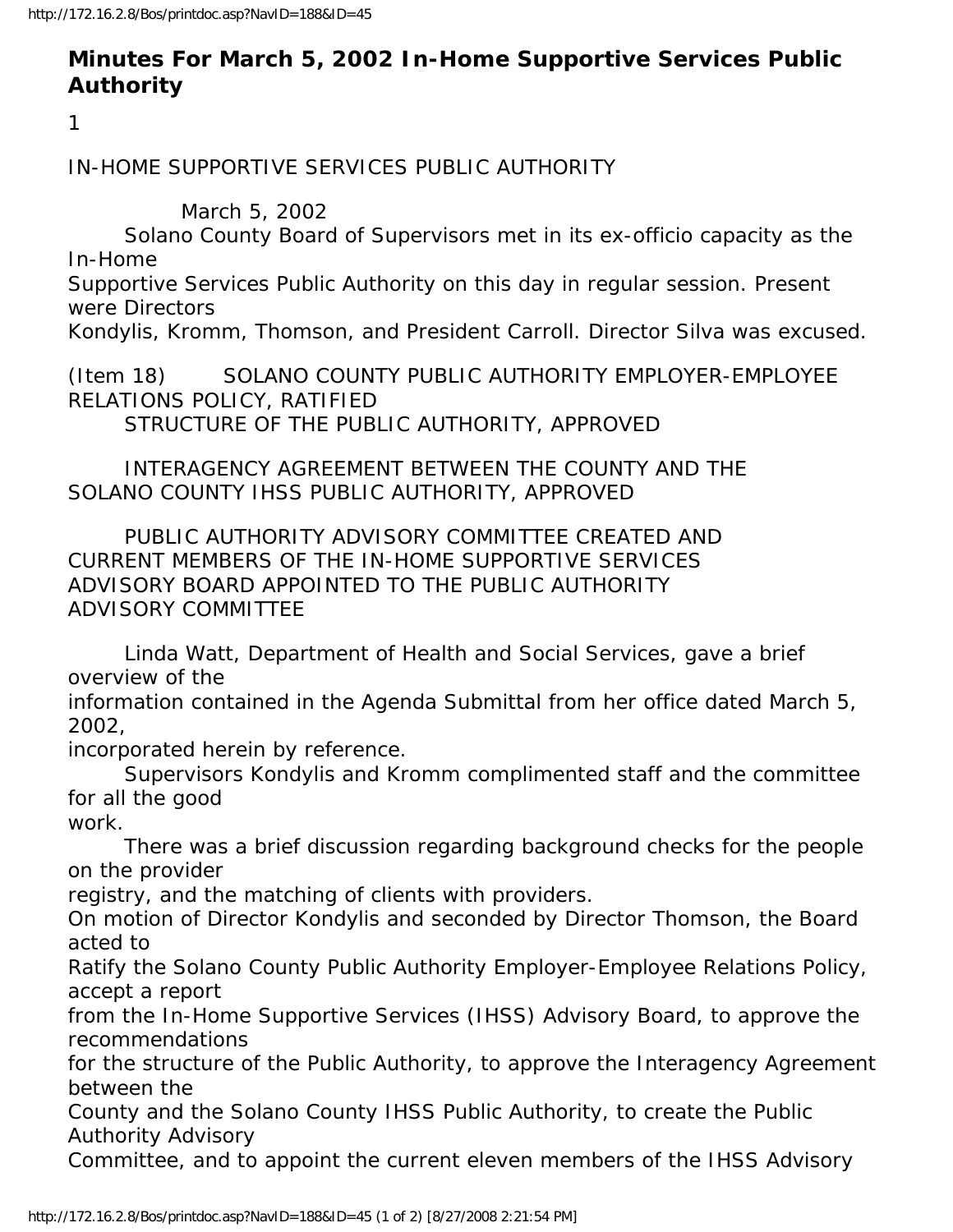# Minutes For March 5, 2002 In-Home Supportive Services Public Authority

1

IN-HOME SUPPORTIVE SERVICES PUBLIC AUTHORITY

March 5, 2002

Solano County Board of Supervisors met in its ex-officio capacity as the In-Home Supportive Services Public Authority on this day in regular session. Present were Directors Kondylis, Kromm, Thomson, and President Carroll. Director Silva was excused.

(Item 18) SOLANO COUNTY PUBLIC AUTHORITY EMPLOYER-EMPLOYEE RELATIONS POLICY, RATIFIED

STRUCTURE OF THE PUBLIC AUTHORITY, APPROVED

INTERAGENCY AGREEMENT BETWEEN THE COUNTY AND THE SOLANO COUNTY IHSS PUBLIC AUTHORITY, APPROVED

PUBLIC AUTHORITY ADVISORY COMMITTEE CREATED AND CURRENT MEMBERS OF THE IN-HOME SUPPORTIVE SERVICES ADVISORY BOARD APPOINTED TO THE PUBLIC AUTHORITY ADVISORY COMMITTEE

Linda Watt, Department of Health and Social Services, gave a brief overview of the information contained in the Agenda Submittal from her office dated March 5, 2002, incorporated herein by reference.

Supervisors Kondylis and Kromm complimented staff and the committee for all the good work.

There was a brief discussion regarding background checks for the people on the provider registry, and the matching of clients with providers.

On motion of Director Kondylis and seconded by Director Thomson, the Board acted to Ratify the Solano County Public Authority Employer-Employee Relations Policy, accept a report from the In-Home Supportive Services (IHSS) Advisory Board, to approve the recommendations for the structure of the Public Authority, to approve the Interagency Agreement between the County and the Solano County IHSS Public Authority, to create the Public Authority Advisory Committee, and to appoint the current eleven members of the IHSS Advisory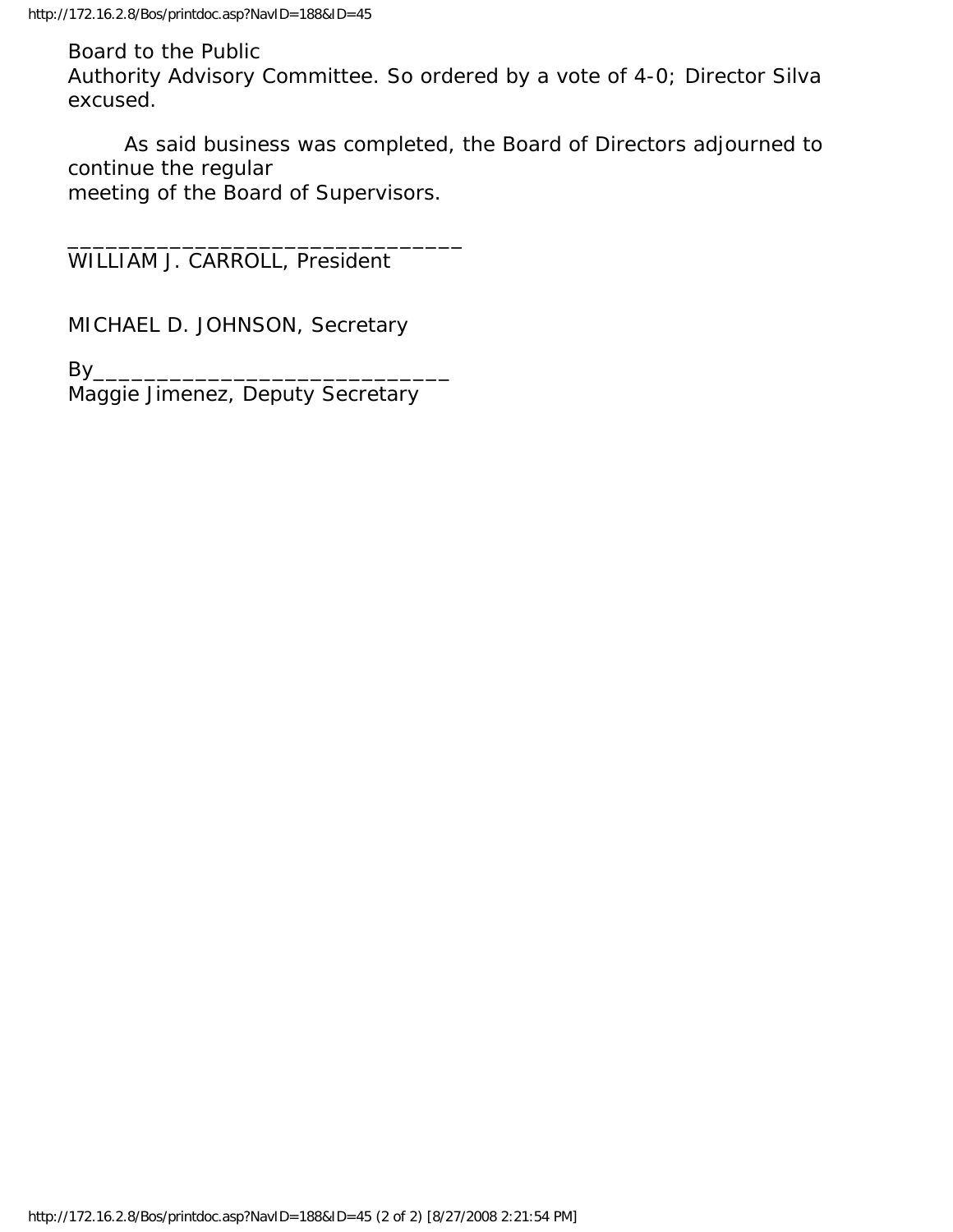Board to the Public
Authority Advisory Committee. So ordered by a vote of 4-0; Director Silva excused.

As said business was completed, the Board of Directors adjourned to continue the regular
meeting of the Board of Supervisors.

________________________________
WILLIAM J. CARROLL, President

MICHAEL D. JOHNSON, Secretary

By_____________________________
Maggie Jimenez, Deputy Secretary